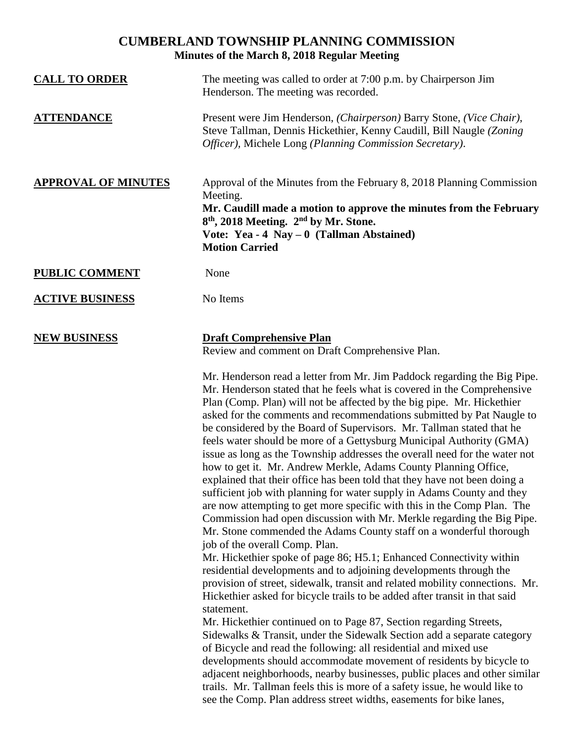# CUMBERLAND TOWNSHIP PLANNING COMMISSION

## Minutes of the March 8, 2018 Regular Meeting

**CALL TO ORDER**

The meeting was called to order at 7:00 p.m. by Chairperson Jim Henderson. The meeting was recorded.

**ATTENDANCE**

Present were Jim Henderson, *(Chairperson)* Barry Stone, *(Vice Chair)*, Steve Tallman, Dennis Hickethier, Kenny Caudill, Bill Naugle *(Zoning Officer)*, Michele Long *(Planning Commission Secretary)*.

**APPROVAL OF MINUTES**

Approval of the Minutes from the February 8, 2018 Planning Commission Meeting.

**Mr. Caudill made a motion to approve the minutes from the February 8th, 2018 Meeting. 2nd by Mr. Stone.**
**Vote: Yea - 4 Nay – 0 (Tallman Abstained)**
**Motion Carried**

**PUBLIC COMMENT**

None

**ACTIVE BUSINESS**

No Items

**NEW BUSINESS**

**Draft Comprehensive Plan**

Review and comment on Draft Comprehensive Plan.

Mr. Henderson read a letter from Mr. Jim Paddock regarding the Big Pipe. Mr. Henderson stated that he feels what is covered in the Comprehensive Plan (Comp. Plan) will not be affected by the big pipe. Mr. Hickethier asked for the comments and recommendations submitted by Pat Naugle to be considered by the Board of Supervisors. Mr. Tallman stated that he feels water should be more of a Gettysburg Municipal Authority (GMA) issue as long as the Township addresses the overall need for the water not how to get it. Mr. Andrew Merkle, Adams County Planning Office, explained that their office has been told that they have not been doing a sufficient job with planning for water supply in Adams County and they are now attempting to get more specific with this in the Comp Plan. The Commission had open discussion with Mr. Merkle regarding the Big Pipe. Mr. Stone commended the Adams County staff on a wonderful thorough job of the overall Comp. Plan.

Mr. Hickethier spoke of page 86; H5.1; Enhanced Connectivity within residential developments and to adjoining developments through the provision of street, sidewalk, transit and related mobility connections. Mr. Hickethier asked for bicycle trails to be added after transit in that said statement.

Mr. Hickethier continued on to Page 87, Section regarding Streets, Sidewalks & Transit, under the Sidewalk Section add a separate category of Bicycle and read the following: all residential and mixed use developments should accommodate movement of residents by bicycle to adjacent neighborhoods, nearby businesses, public places and other similar trails. Mr. Tallman feels this is more of a safety issue, he would like to see the Comp. Plan address street widths, easements for bike lanes,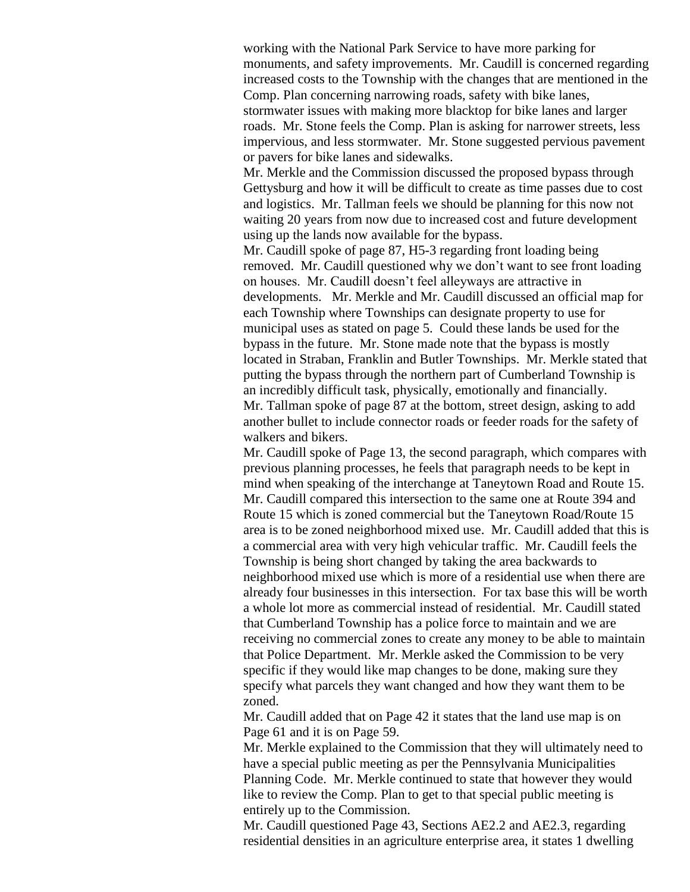working with the National Park Service to have more parking for monuments, and safety improvements. Mr. Caudill is concerned regarding increased costs to the Township with the changes that are mentioned in the Comp. Plan concerning narrowing roads, safety with bike lanes, stormwater issues with making more blacktop for bike lanes and larger roads. Mr. Stone feels the Comp. Plan is asking for narrower streets, less impervious, and less stormwater. Mr. Stone suggested pervious pavement or pavers for bike lanes and sidewalks.

Mr. Merkle and the Commission discussed the proposed bypass through Gettysburg and how it will be difficult to create as time passes due to cost and logistics. Mr. Tallman feels we should be planning for this now not waiting 20 years from now due to increased cost and future development using up the lands now available for the bypass.

Mr. Caudill spoke of page 87, H5-3 regarding front loading being removed. Mr. Caudill questioned why we don't want to see front loading on houses. Mr. Caudill doesn't feel alleyways are attractive in developments. Mr. Merkle and Mr. Caudill discussed an official map for each Township where Townships can designate property to use for municipal uses as stated on page 5. Could these lands be used for the bypass in the future. Mr. Stone made note that the bypass is mostly located in Straban, Franklin and Butler Townships. Mr. Merkle stated that putting the bypass through the northern part of Cumberland Township is an incredibly difficult task, physically, emotionally and financially.

Mr. Tallman spoke of page 87 at the bottom, street design, asking to add another bullet to include connector roads or feeder roads for the safety of walkers and bikers.

Mr. Caudill spoke of Page 13, the second paragraph, which compares with previous planning processes, he feels that paragraph needs to be kept in mind when speaking of the interchange at Taneytown Road and Route 15. Mr. Caudill compared this intersection to the same one at Route 394 and Route 15 which is zoned commercial but the Taneytown Road/Route 15 area is to be zoned neighborhood mixed use. Mr. Caudill added that this is a commercial area with very high vehicular traffic. Mr. Caudill feels the Township is being short changed by taking the area backwards to neighborhood mixed use which is more of a residential use when there are already four businesses in this intersection. For tax base this will be worth a whole lot more as commercial instead of residential. Mr. Caudill stated that Cumberland Township has a police force to maintain and we are receiving no commercial zones to create any money to be able to maintain that Police Department. Mr. Merkle asked the Commission to be very specific if they would like map changes to be done, making sure they specify what parcels they want changed and how they want them to be zoned.

Mr. Caudill added that on Page 42 it states that the land use map is on Page 61 and it is on Page 59.

Mr. Merkle explained to the Commission that they will ultimately need to have a special public meeting as per the Pennsylvania Municipalities Planning Code. Mr. Merkle continued to state that however they would like to review the Comp. Plan to get to that special public meeting is entirely up to the Commission.

Mr. Caudill questioned Page 43, Sections AE2.2 and AE2.3, regarding residential densities in an agriculture enterprise area, it states 1 dwelling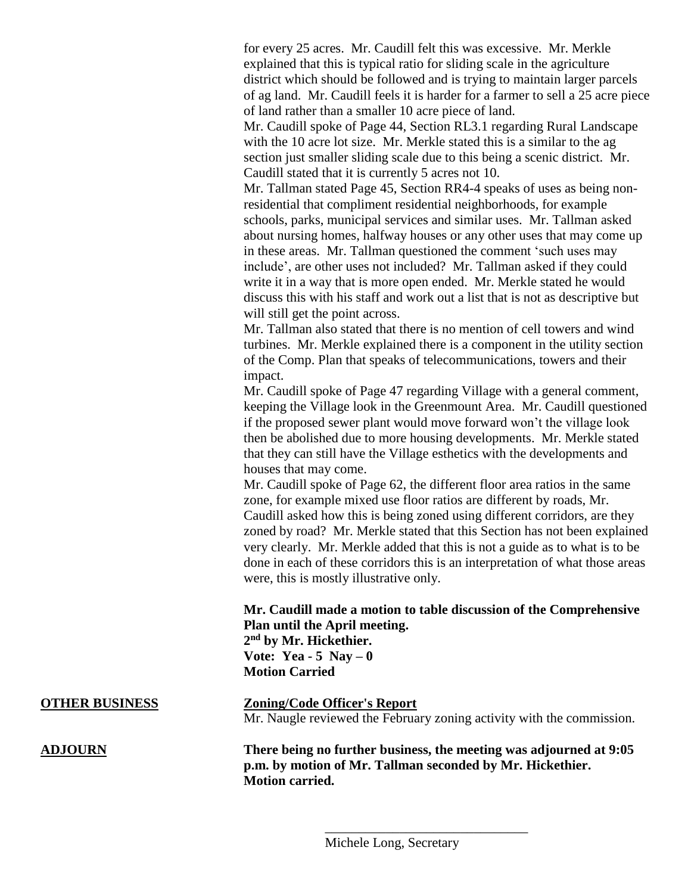for every 25 acres. Mr. Caudill felt this was excessive. Mr. Merkle explained that this is typical ratio for sliding scale in the agriculture district which should be followed and is trying to maintain larger parcels of ag land. Mr. Caudill feels it is harder for a farmer to sell a 25 acre piece of land rather than a smaller 10 acre piece of land.

Mr. Caudill spoke of Page 44, Section RL3.1 regarding Rural Landscape with the 10 acre lot size. Mr. Merkle stated this is a similar to the ag section just smaller sliding scale due to this being a scenic district. Mr. Caudill stated that it is currently 5 acres not 10.

Mr. Tallman stated Page 45, Section RR4-4 speaks of uses as being non-residential that compliment residential neighborhoods, for example schools, parks, municipal services and similar uses. Mr. Tallman asked about nursing homes, halfway houses or any other uses that may come up in these areas. Mr. Tallman questioned the comment 'such uses may include', are other uses not included? Mr. Tallman asked if they could write it in a way that is more open ended. Mr. Merkle stated he would discuss this with his staff and work out a list that is not as descriptive but will still get the point across.

Mr. Tallman also stated that there is no mention of cell towers and wind turbines. Mr. Merkle explained there is a component in the utility section of the Comp. Plan that speaks of telecommunications, towers and their impact.

Mr. Caudill spoke of Page 47 regarding Village with a general comment, keeping the Village look in the Greenmount Area. Mr. Caudill questioned if the proposed sewer plant would move forward won't the village look then be abolished due to more housing developments. Mr. Merkle stated that they can still have the Village esthetics with the developments and houses that may come.

Mr. Caudill spoke of Page 62, the different floor area ratios in the same zone, for example mixed use floor ratios are different by roads, Mr. Caudill asked how this is being zoned using different corridors, are they zoned by road? Mr. Merkle stated that this Section has not been explained very clearly. Mr. Merkle added that this is not a guide as to what is to be done in each of these corridors this is an interpretation of what those areas were, this is mostly illustrative only.

**Mr. Caudill made a motion to table discussion of the Comprehensive Plan until the April meeting.**
**2nd by Mr. Hickethier.**
**Vote: Yea - 5 Nay – 0**
**Motion Carried**

**OTHER BUSINESS**

**Zoning/Code Officer's Report**

Mr. Naugle reviewed the February zoning activity with the commission.

**ADJOURN**

**There being no further business, the meeting was adjourned at 9:05 p.m. by motion of Mr. Tallman seconded by Mr. Hickethier. Motion carried.**

______________________________
Michele Long, Secretary